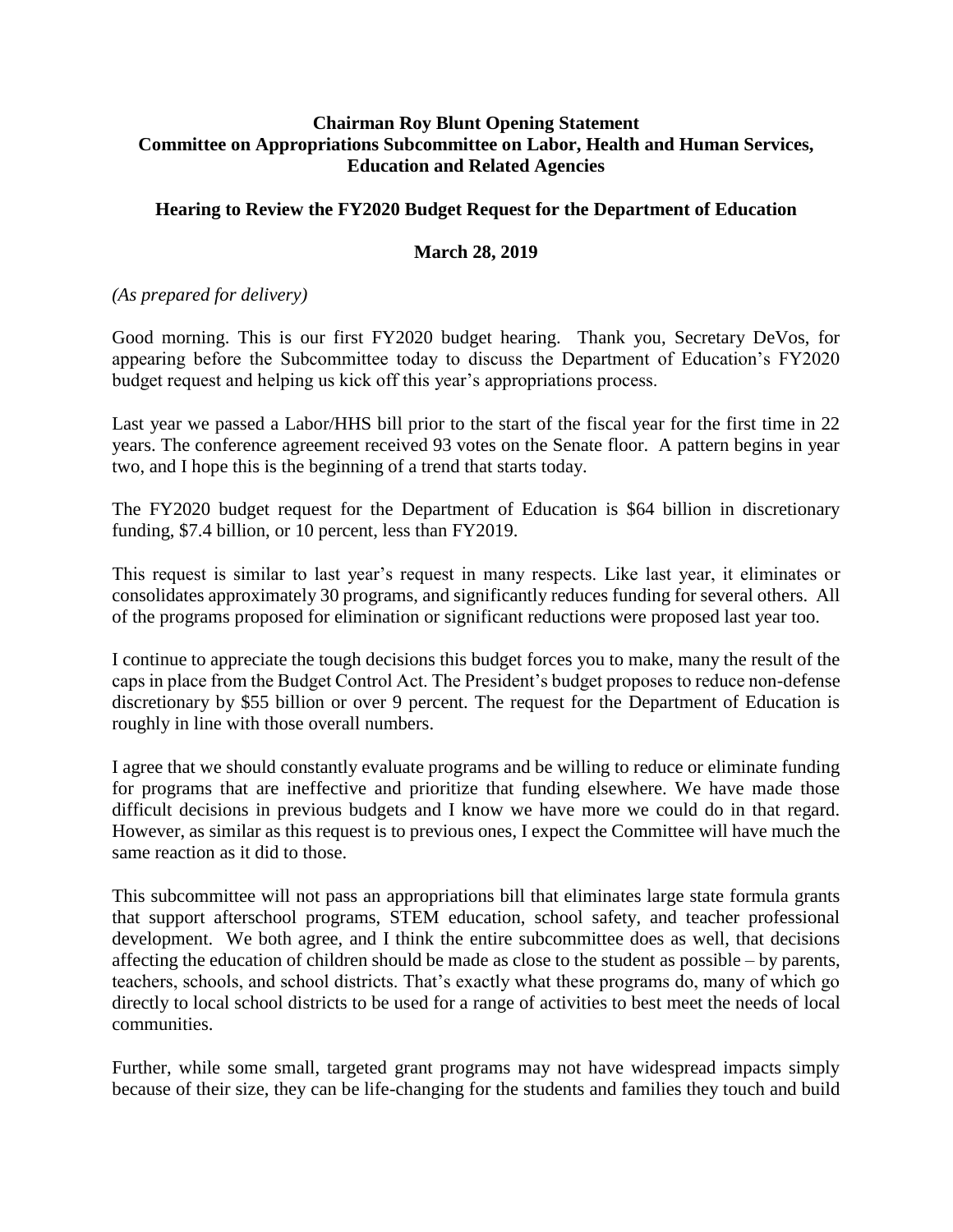**Chairman Roy Blunt Opening Statement**
**Committee on Appropriations Subcommittee on Labor, Health and Human Services, Education and Related Agencies**

**Hearing to Review the FY2020 Budget Request for the Department of Education**

**March 28, 2019**

*(As prepared for delivery)*

Good morning. This is our first FY2020 budget hearing. Thank you, Secretary DeVos, for appearing before the Subcommittee today to discuss the Department of Education's FY2020 budget request and helping us kick off this year's appropriations process.

Last year we passed a Labor/HHS bill prior to the start of the fiscal year for the first time in 22 years. The conference agreement received 93 votes on the Senate floor. A pattern begins in year two, and I hope this is the beginning of a trend that starts today.

The FY2020 budget request for the Department of Education is $64 billion in discretionary funding, $7.4 billion, or 10 percent, less than FY2019.

This request is similar to last year's request in many respects. Like last year, it eliminates or consolidates approximately 30 programs, and significantly reduces funding for several others. All of the programs proposed for elimination or significant reductions were proposed last year too.

I continue to appreciate the tough decisions this budget forces you to make, many the result of the caps in place from the Budget Control Act. The President's budget proposes to reduce non-defense discretionary by $55 billion or over 9 percent. The request for the Department of Education is roughly in line with those overall numbers.

I agree that we should constantly evaluate programs and be willing to reduce or eliminate funding for programs that are ineffective and prioritize that funding elsewhere. We have made those difficult decisions in previous budgets and I know we have more we could do in that regard. However, as similar as this request is to previous ones, I expect the Committee will have much the same reaction as it did to those.

This subcommittee will not pass an appropriations bill that eliminates large state formula grants that support afterschool programs, STEM education, school safety, and teacher professional development. We both agree, and I think the entire subcommittee does as well, that decisions affecting the education of children should be made as close to the student as possible – by parents, teachers, schools, and school districts. That's exactly what these programs do, many of which go directly to local school districts to be used for a range of activities to best meet the needs of local communities.

Further, while some small, targeted grant programs may not have widespread impacts simply because of their size, they can be life-changing for the students and families they touch and build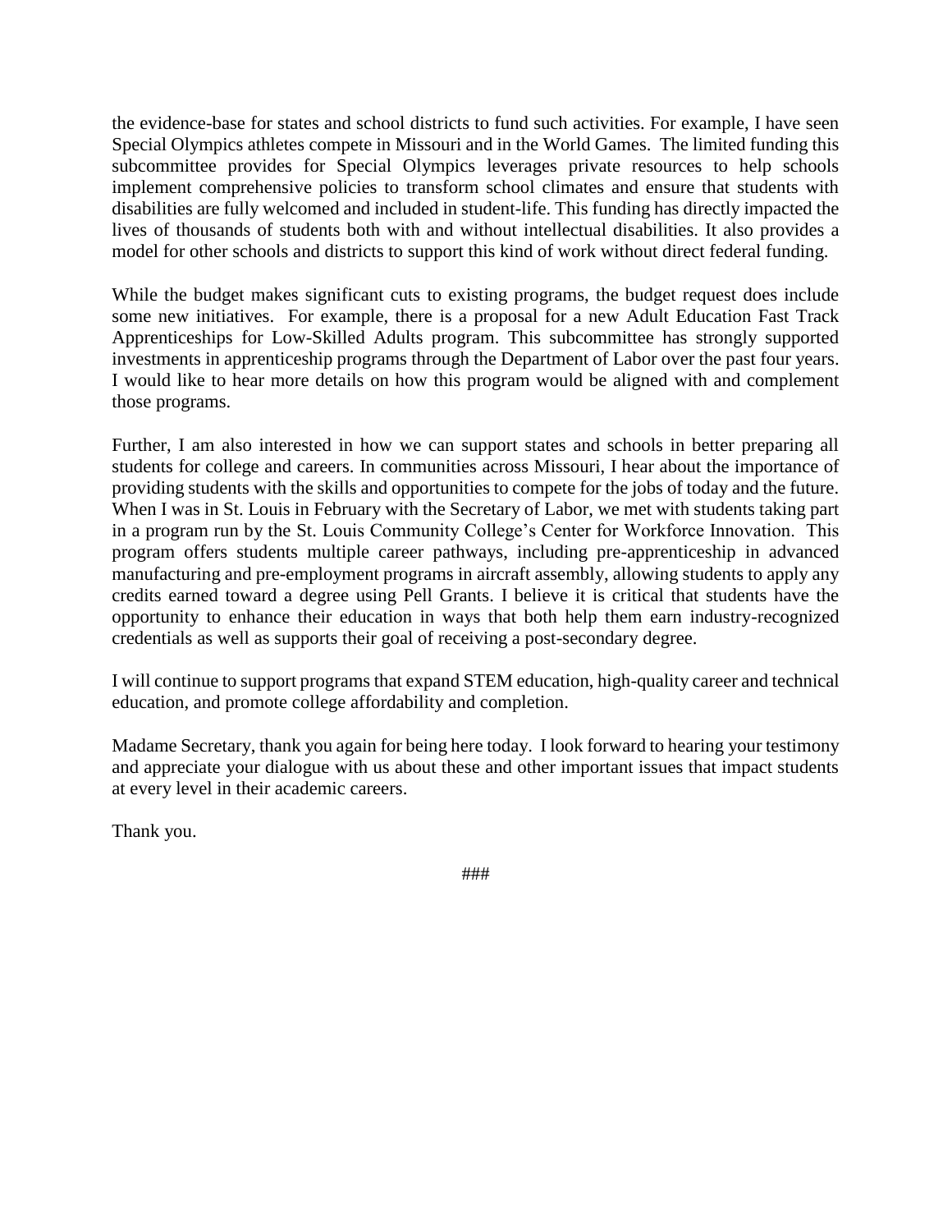the evidence-base for states and school districts to fund such activities. For example, I have seen Special Olympics athletes compete in Missouri and in the World Games. The limited funding this subcommittee provides for Special Olympics leverages private resources to help schools implement comprehensive policies to transform school climates and ensure that students with disabilities are fully welcomed and included in student-life. This funding has directly impacted the lives of thousands of students both with and without intellectual disabilities. It also provides a model for other schools and districts to support this kind of work without direct federal funding.

While the budget makes significant cuts to existing programs, the budget request does include some new initiatives. For example, there is a proposal for a new Adult Education Fast Track Apprenticeships for Low-Skilled Adults program. This subcommittee has strongly supported investments in apprenticeship programs through the Department of Labor over the past four years. I would like to hear more details on how this program would be aligned with and complement those programs.

Further, I am also interested in how we can support states and schools in better preparing all students for college and careers. In communities across Missouri, I hear about the importance of providing students with the skills and opportunities to compete for the jobs of today and the future. When I was in St. Louis in February with the Secretary of Labor, we met with students taking part in a program run by the St. Louis Community College's Center for Workforce Innovation. This program offers students multiple career pathways, including pre-apprenticeship in advanced manufacturing and pre-employment programs in aircraft assembly, allowing students to apply any credits earned toward a degree using Pell Grants. I believe it is critical that students have the opportunity to enhance their education in ways that both help them earn industry-recognized credentials as well as supports their goal of receiving a post-secondary degree.

I will continue to support programs that expand STEM education, high-quality career and technical education, and promote college affordability and completion.

Madame Secretary, thank you again for being here today. I look forward to hearing your testimony and appreciate your dialogue with us about these and other important issues that impact students at every level in their academic careers.

Thank you.

###